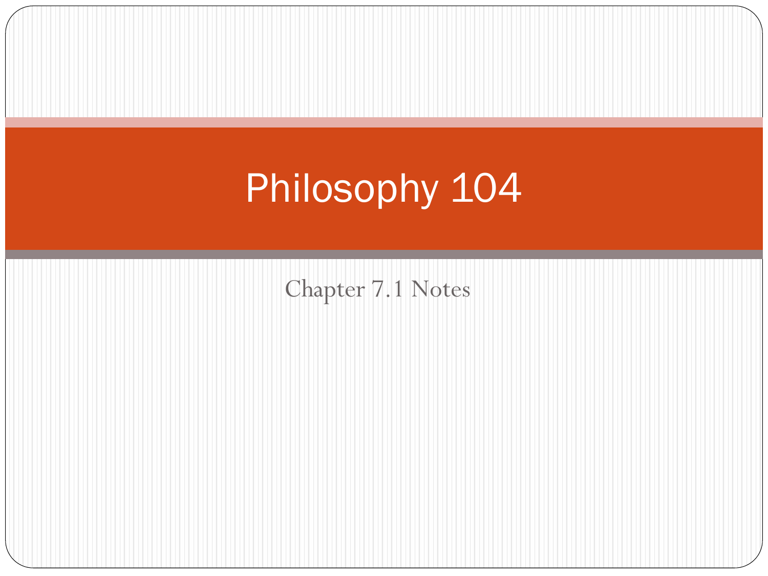# Philosophy 104

Chapter 7.1 Notes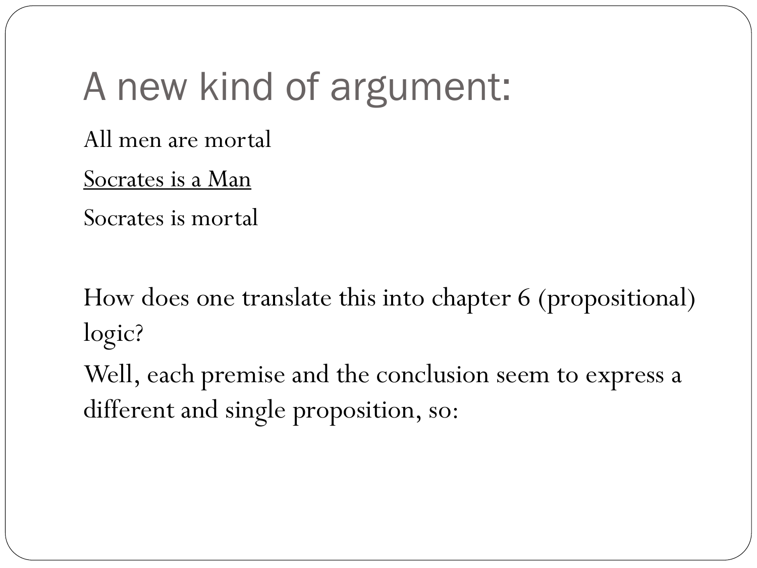# A new kind of argument:

All men are mortal

<u>Socrates is a Man</u>

Socrates is mortal

How does one translate this into chapter 6 (propositional) logic?

Well, each premise and the conclusion seem to express a different and single proposition, so: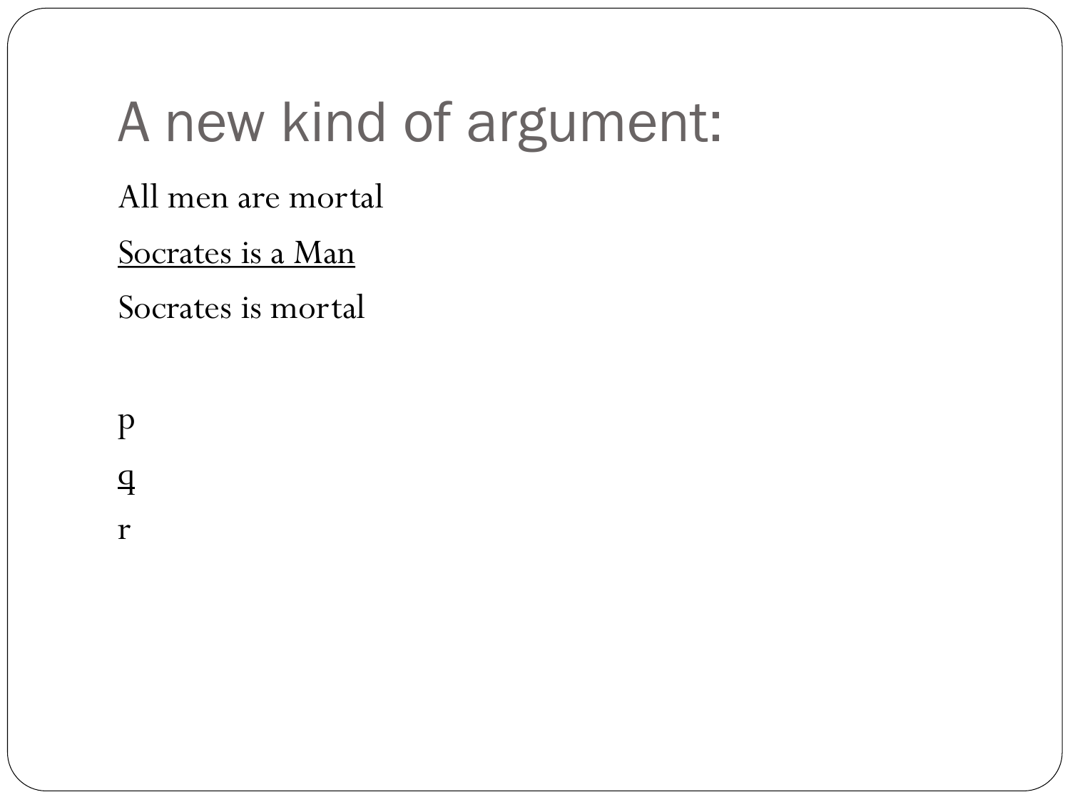# A new kind of argument:

All men are mortal

<u>Socrates is a Man</u>

Socrates is mortal

p

<u>q</u>

r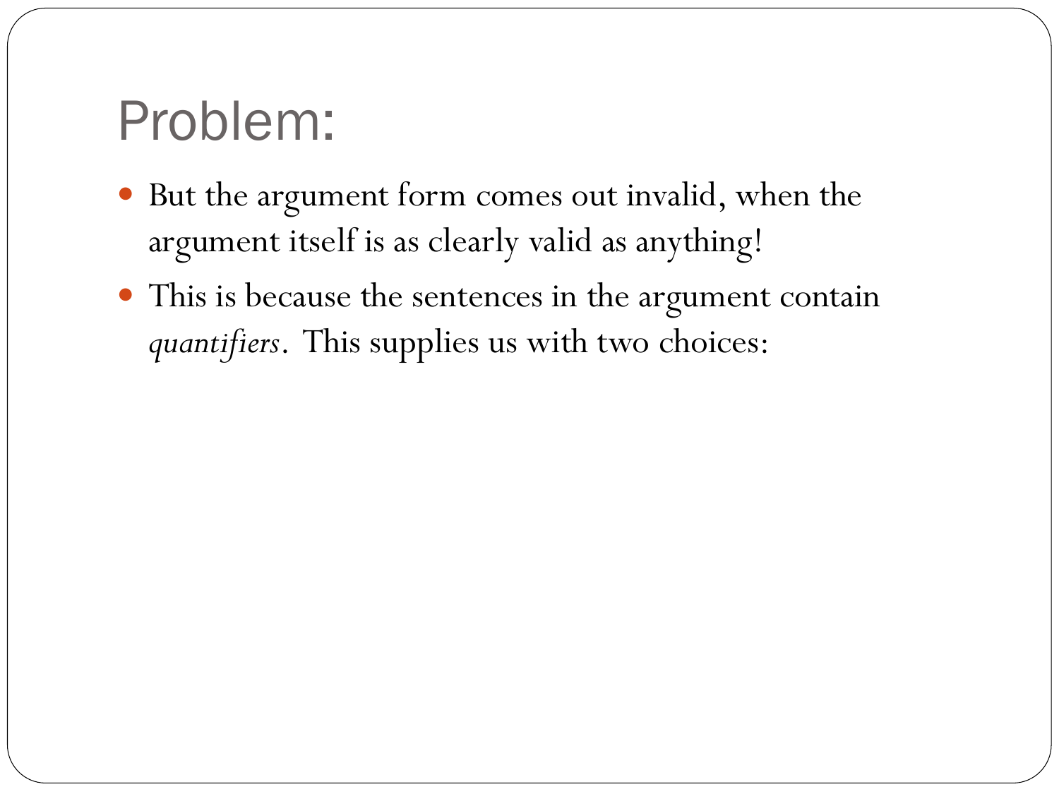# Problem:

- But the argument form comes out invalid, when the argument itself is as clearly valid as anything!
- This is because the sentences in the argument contain *quantifiers*. This supplies us with two choices: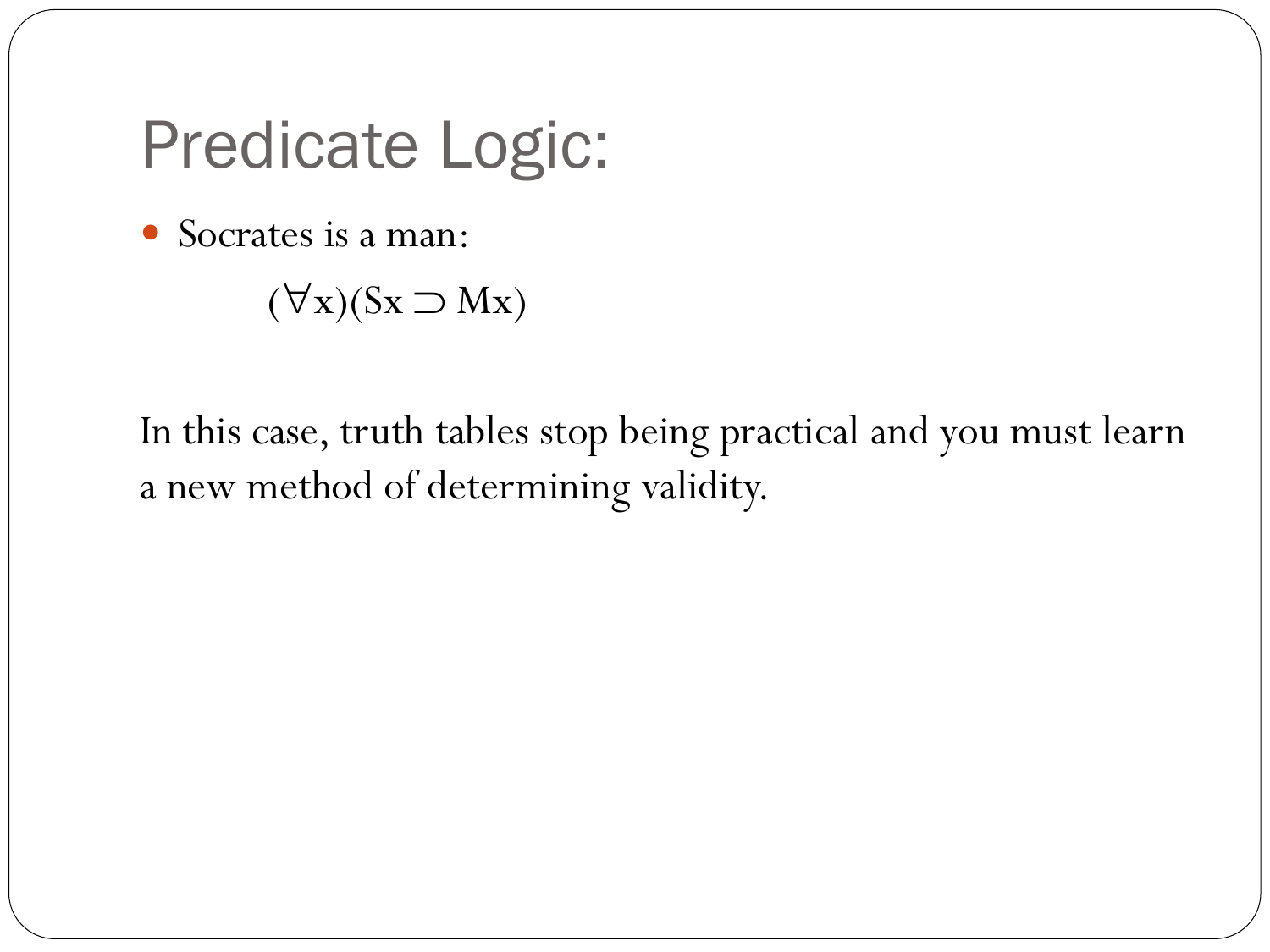# Predicate Logic:

- Socrates is a man:

  $(\forall x)(Sx \supset Mx)$

In this case, truth tables stop being practical and you must learn a new method of determining validity.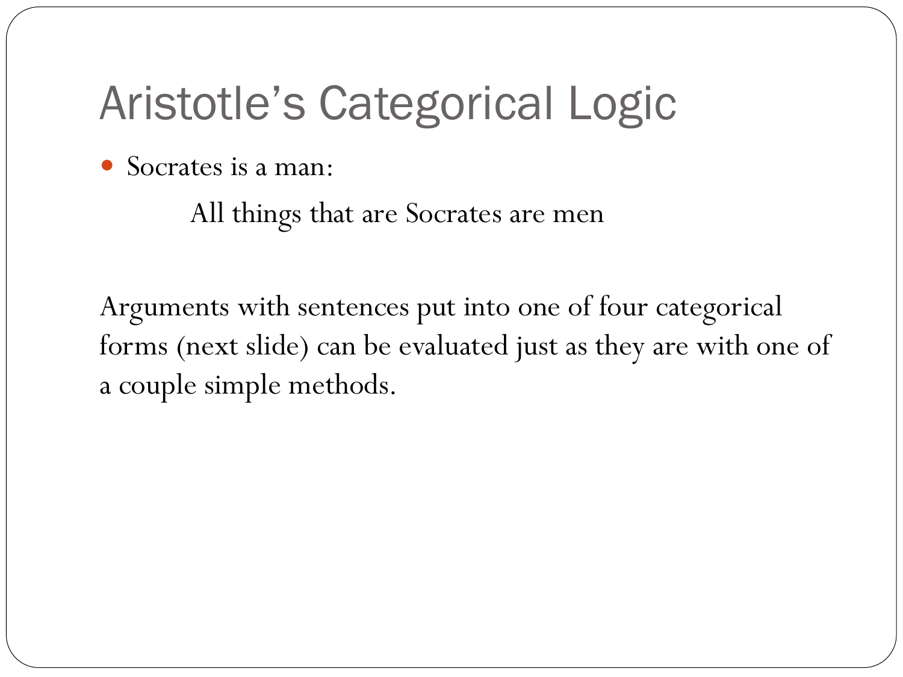# Aristotle's Categorical Logic

- Socrates is a man:

  All things that are Socrates are men

Arguments with sentences put into one of four categorical forms (next slide) can be evaluated just as they are with one of a couple simple methods.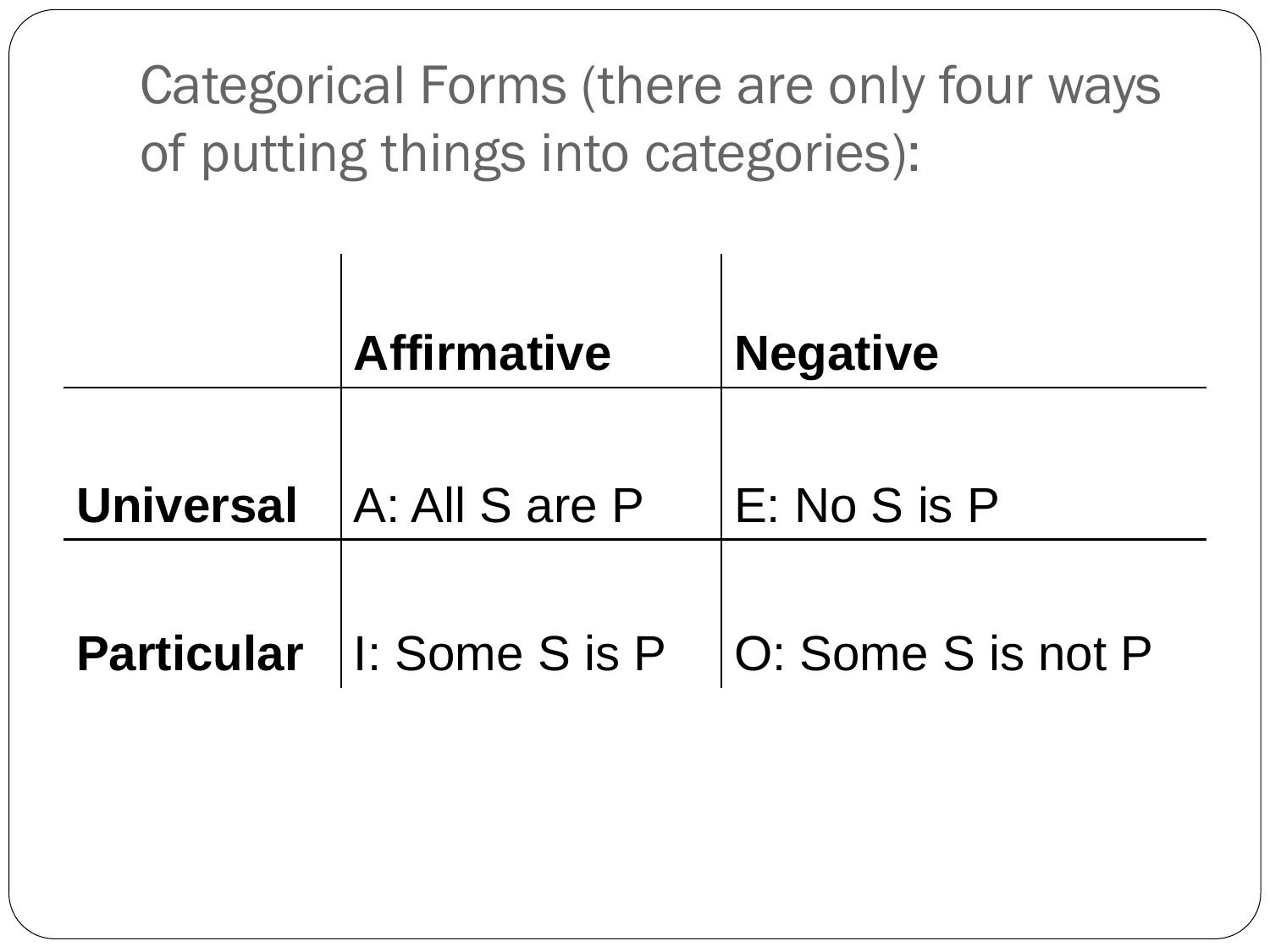# Categorical Forms (there are only four ways of putting things into categories):

| | **Affirmative** | **Negative** |
|---|---|---|
| **Universal** | A: All S are P | E: No S is P |
| **Particular** | I: Some S is P | O: Some S is not P |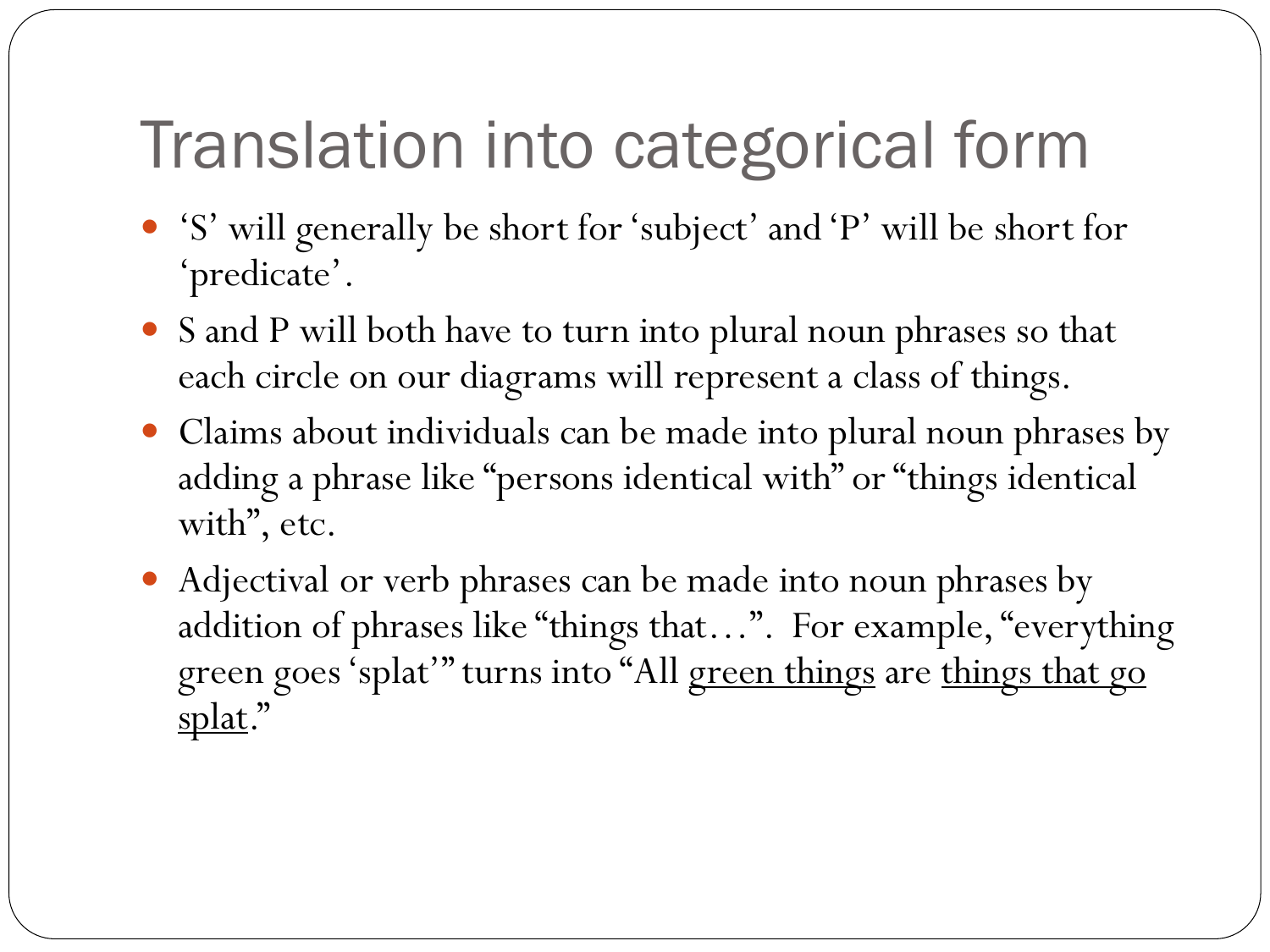# Translation into categorical form

- ‘S’ will generally be short for ‘subject’ and ‘P’ will be short for ‘predicate’.
- S and P will both have to turn into plural noun phrases so that each circle on our diagrams will represent a class of things.
- Claims about individuals can be made into plural noun phrases by adding a phrase like “persons identical with” or “things identical with”, etc.
- Adjectival or verb phrases can be made into noun phrases by addition of phrases like “things that…”. For example, “everything green goes ‘splat’” turns into “All <u>green things</u> are <u>things that go splat</u>.”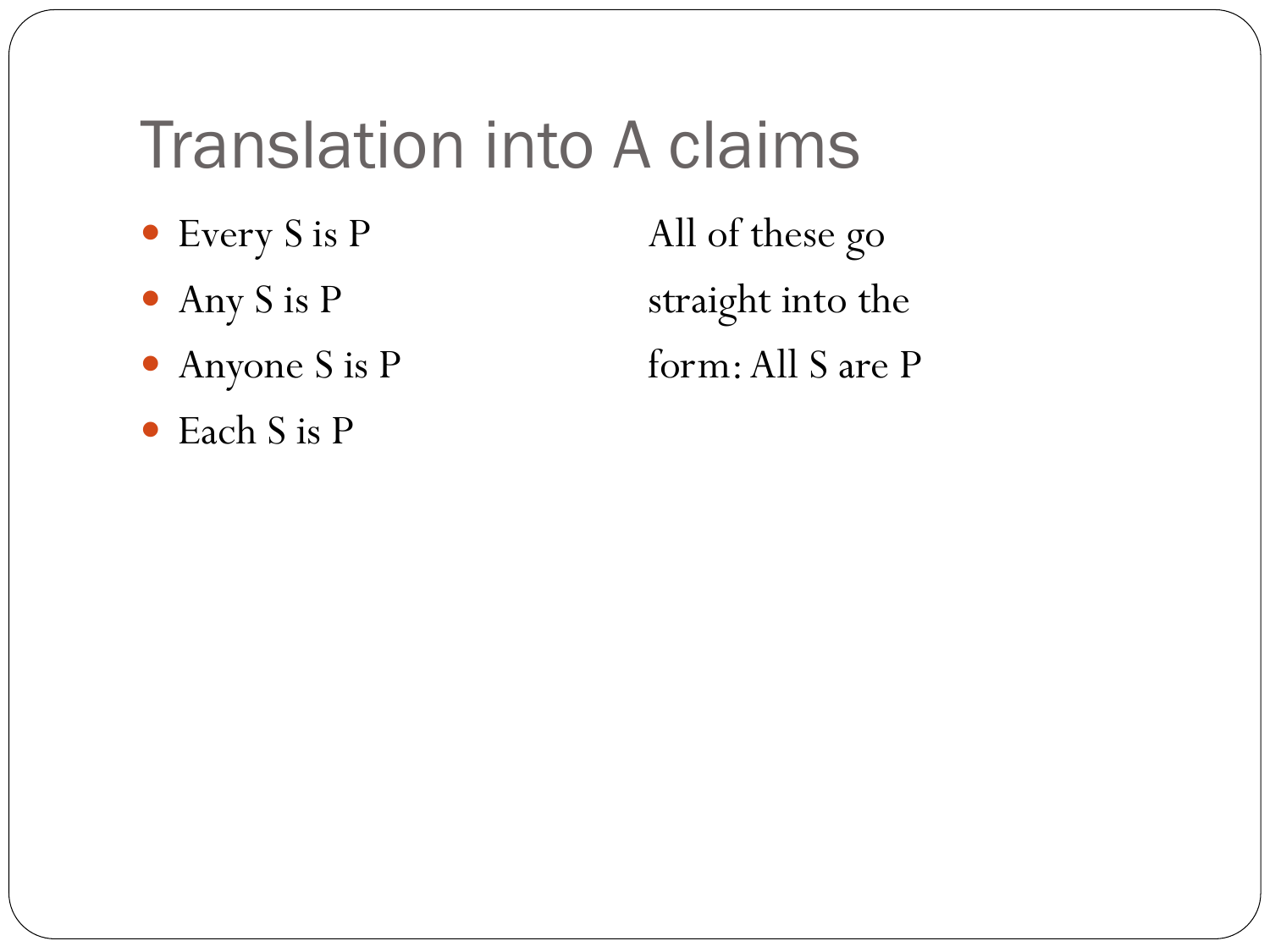# Translation into A claims

- Every S is P
- Any S is P
- Anyone S is P
- Each S is P

All of these go straight into the form: All S are P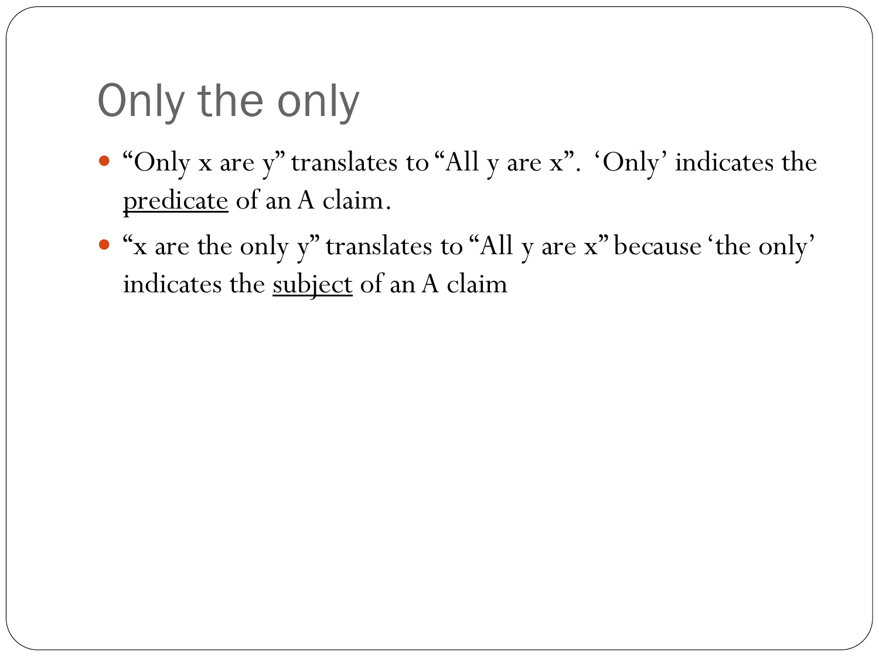# Only the only

- "Only x are y" translates to "All y are x". 'Only' indicates the <u>predicate</u> of an A claim.
- "x are the only y" translates to "All y are x" because 'the only' indicates the <u>subject</u> of an A claim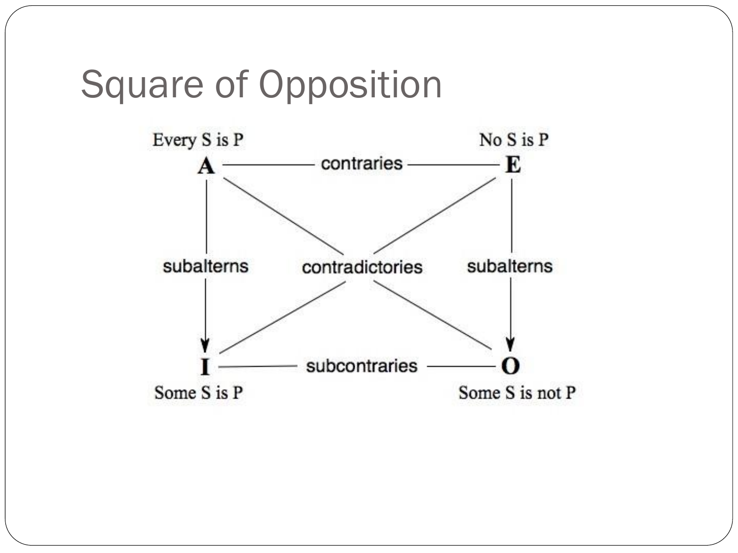# Square of Opposition

Every S is P

**A** — contraries — **E**

No S is P

subalterns | contradictories | subalterns

**I** — subcontraries — **O**

Some S is P

Some S is not P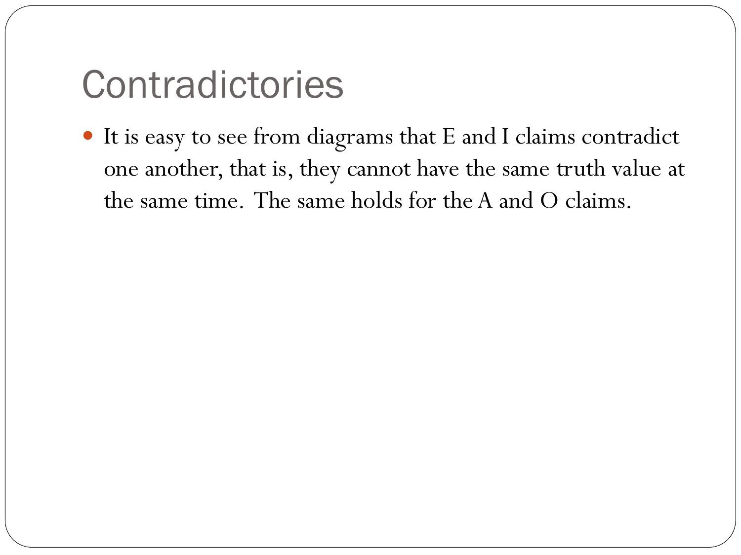# Contradictories

- It is easy to see from diagrams that E and I claims contradict one another, that is, they cannot have the same truth value at the same time. The same holds for the A and O claims.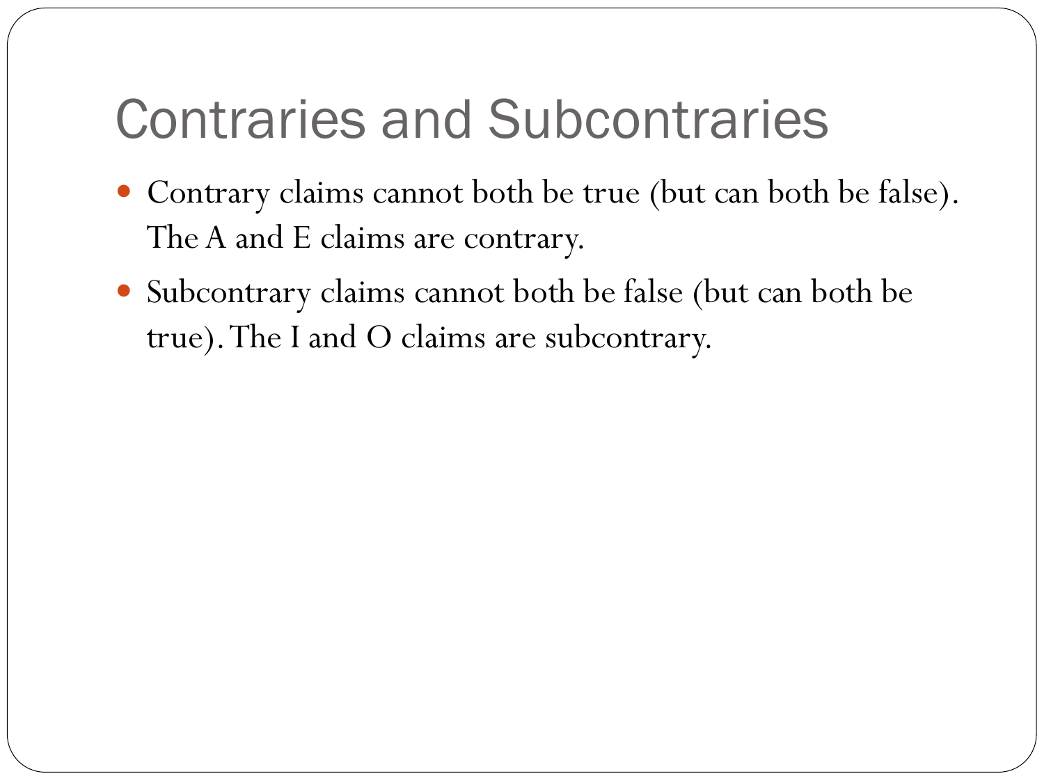# Contraries and Subcontraries

- Contrary claims cannot both be true (but can both be false). The A and E claims are contrary.
- Subcontrary claims cannot both be false (but can both be true). The I and O claims are subcontrary.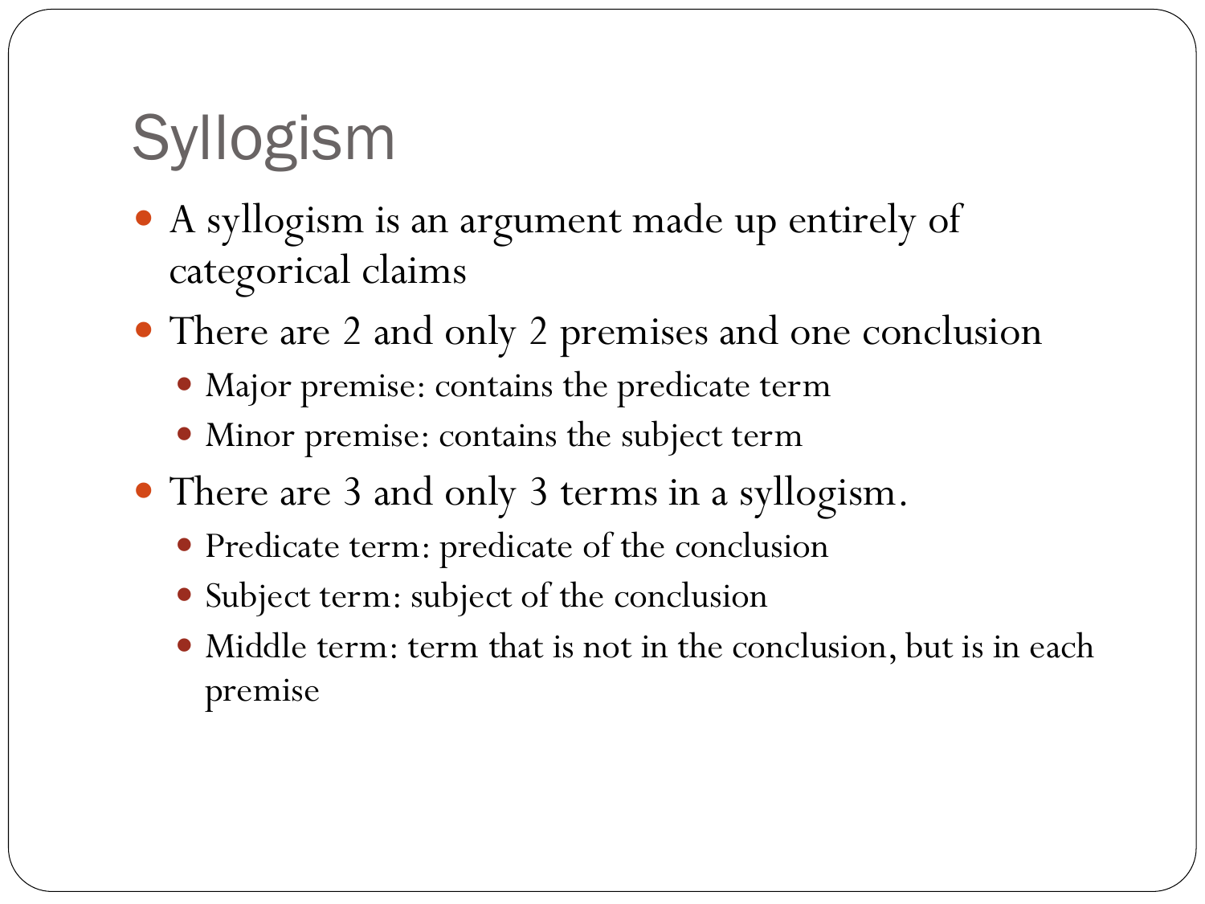# Syllogism

- A syllogism is an argument made up entirely of categorical claims
- There are 2 and only 2 premises and one conclusion
  - Major premise: contains the predicate term
  - Minor premise: contains the subject term
- There are 3 and only 3 terms in a syllogism.
  - Predicate term: predicate of the conclusion
  - Subject term: subject of the conclusion
  - Middle term: term that is not in the conclusion, but is in each premise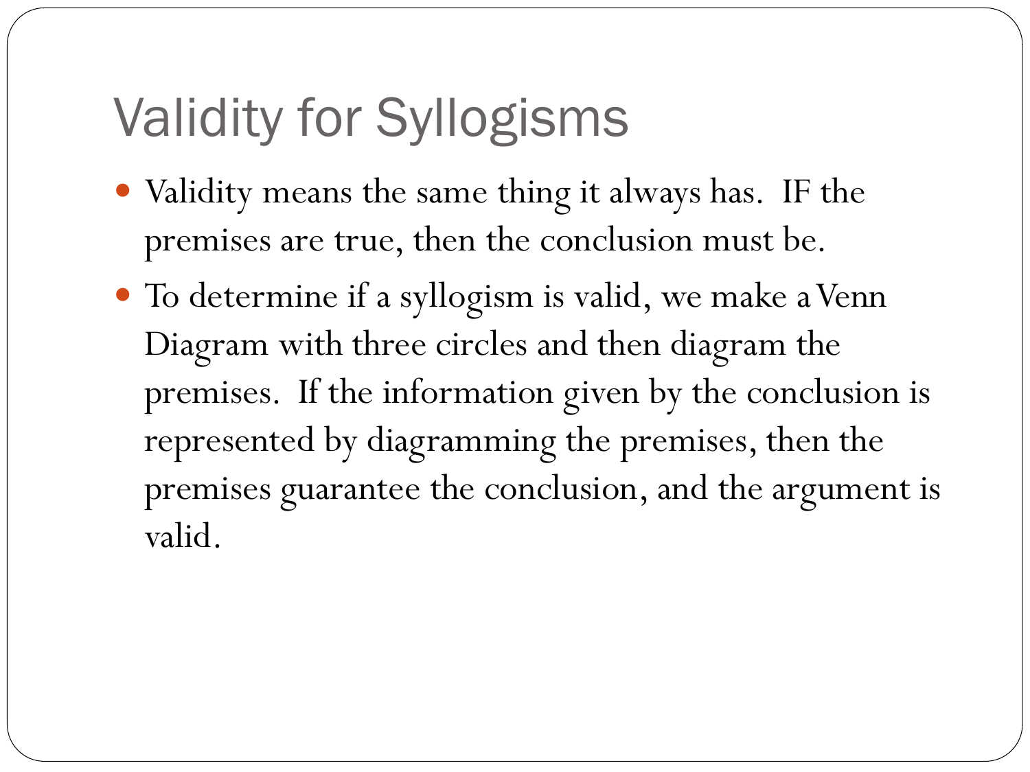# Validity for Syllogisms

- Validity means the same thing it always has. IF the premises are true, then the conclusion must be.
- To determine if a syllogism is valid, we make a Venn Diagram with three circles and then diagram the premises. If the information given by the conclusion is represented by diagramming the premises, then the premises guarantee the conclusion, and the argument is valid.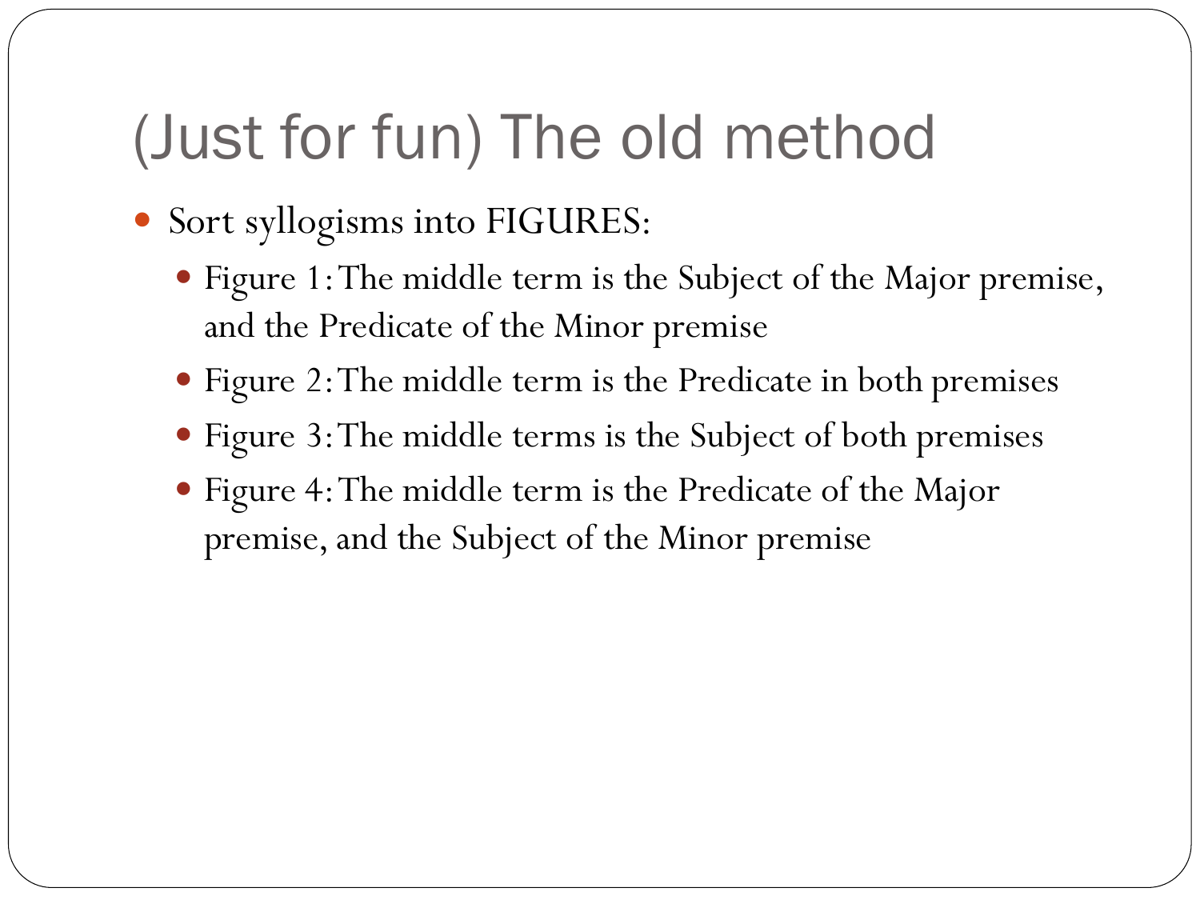# (Just for fun) The old method

- Sort syllogisms into FIGURES:
  - Figure 1: The middle term is the Subject of the Major premise, and the Predicate of the Minor premise
  - Figure 2: The middle term is the Predicate in both premises
  - Figure 3: The middle terms is the Subject of both premises
  - Figure 4: The middle term is the Predicate of the Major premise, and the Subject of the Minor premise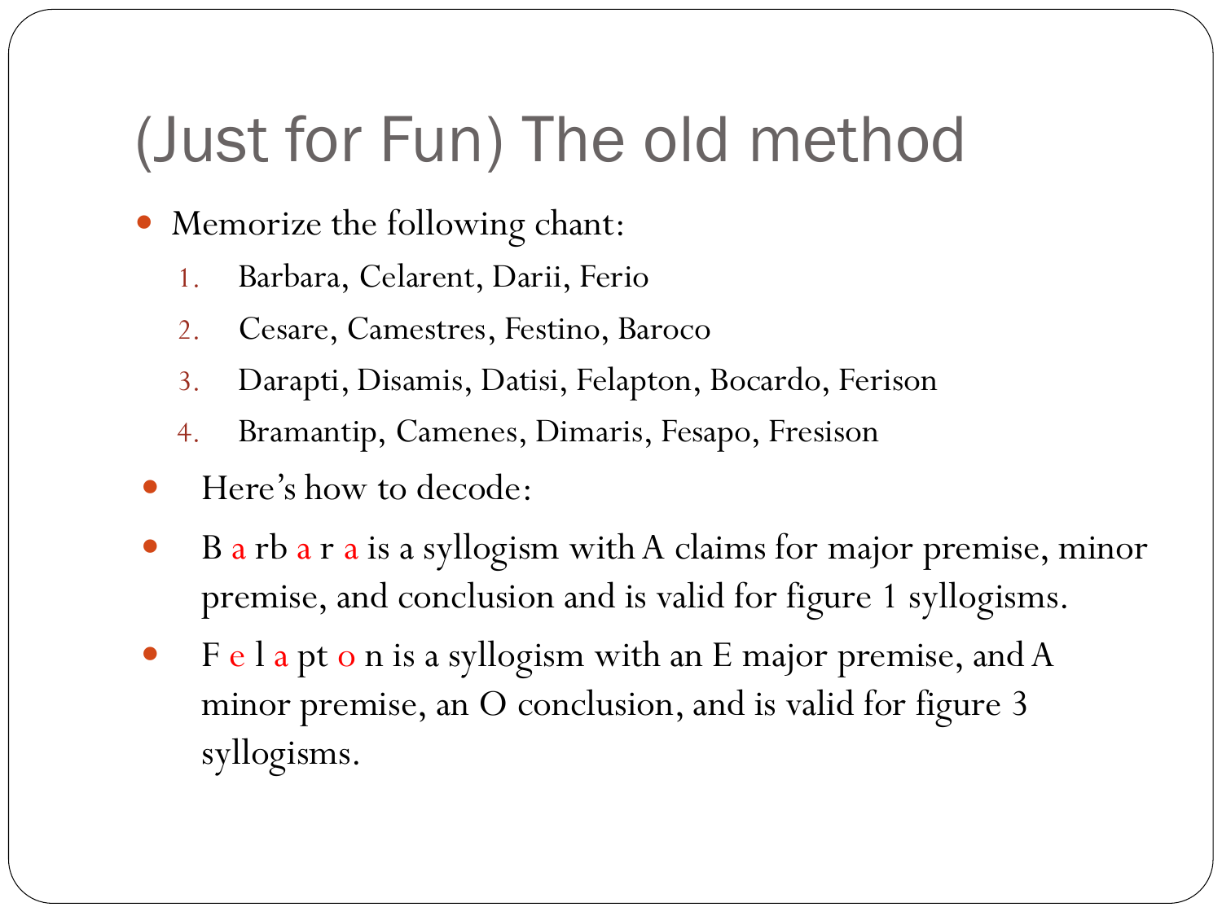# (Just for Fun) The old method

- Memorize the following chant:
  1. Barbara, Celarent, Darii, Ferio
  2. Cesare, Camestres, Festino, Baroco
  3. Darapti, Disamis, Datisi, Felapton, Bocardo, Ferison
  4. Bramantip, Camenes, Dimaris, Fesapo, Fresison
- Here's how to decode:
- B a rb a r a is a syllogism with A claims for major premise, minor premise, and conclusion and is valid for figure 1 syllogisms.
- F e l a pt o n is a syllogism with an E major premise, and A minor premise, an O conclusion, and is valid for figure 3 syllogisms.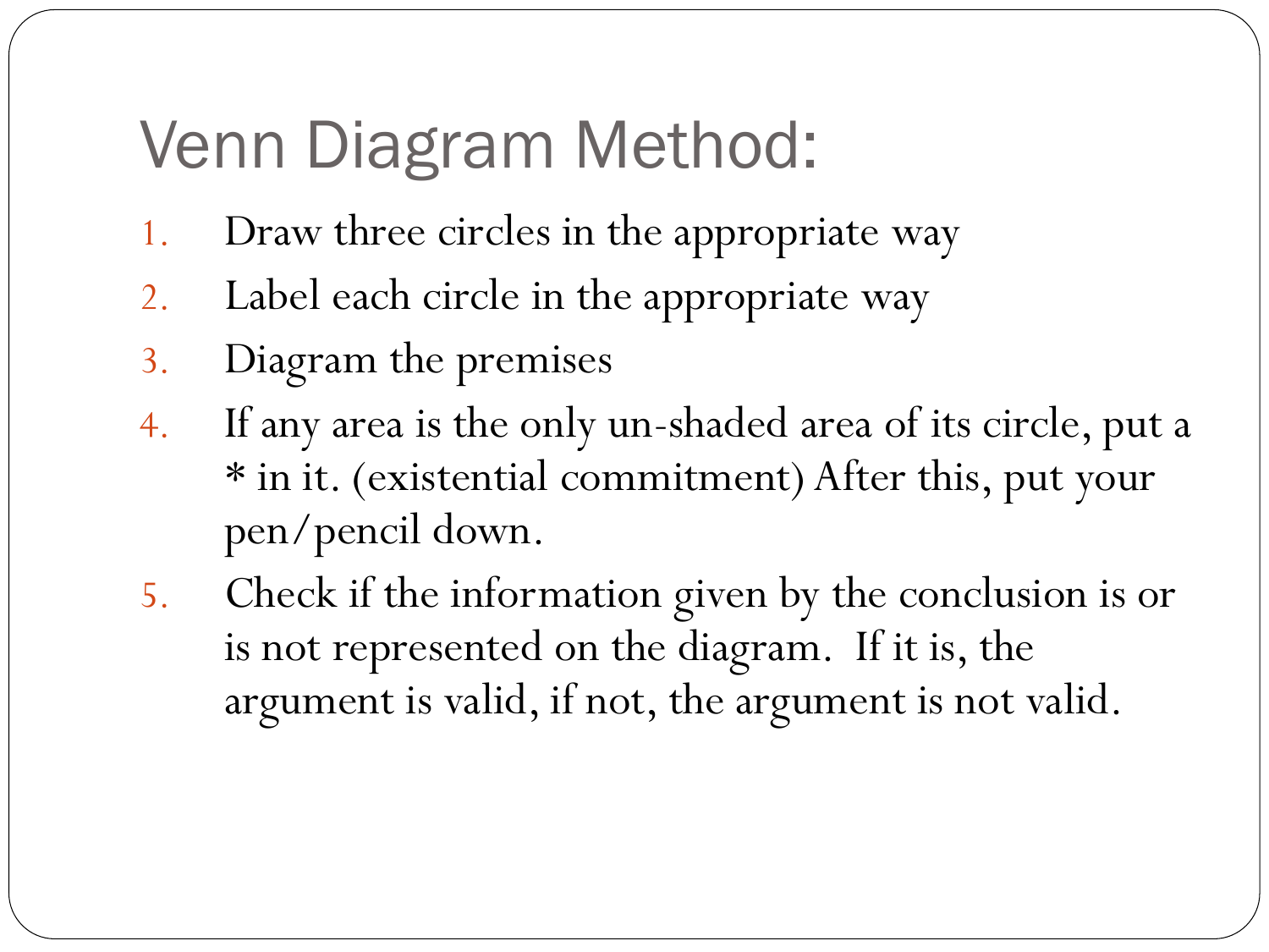# Venn Diagram Method:

1. Draw three circles in the appropriate way
2. Label each circle in the appropriate way
3. Diagram the premises
4. If any area is the only un-shaded area of its circle, put a * in it. (existential commitment) After this, put your pen/pencil down.
5. Check if the information given by the conclusion is or is not represented on the diagram. If it is, the argument is valid, if not, the argument is not valid.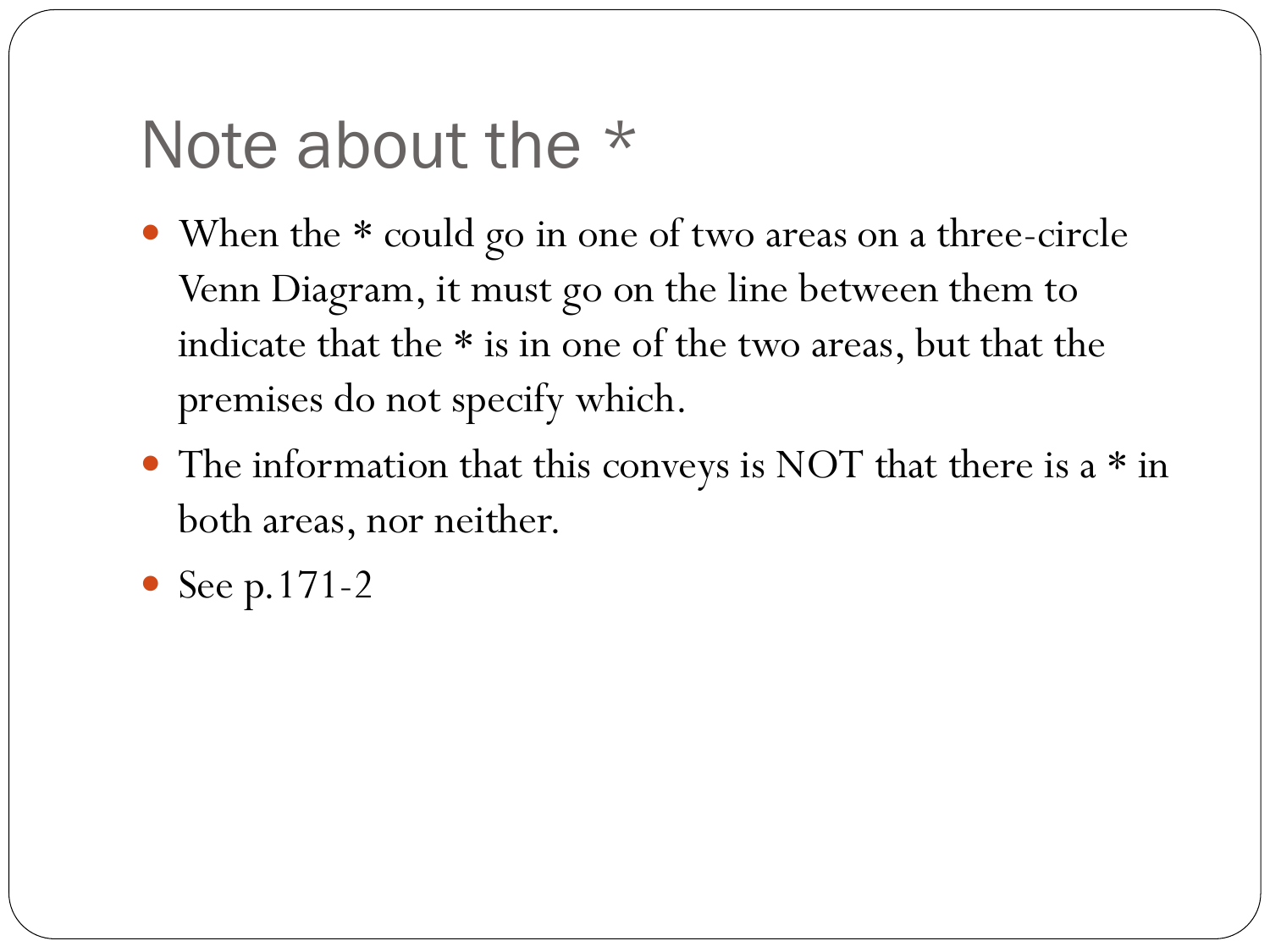# Note about the *

- When the * could go in one of two areas on a three-circle Venn Diagram, it must go on the line between them to indicate that the * is in one of the two areas, but that the premises do not specify which.
- The information that this conveys is NOT that there is a * in both areas, nor neither.
- See p.171-2